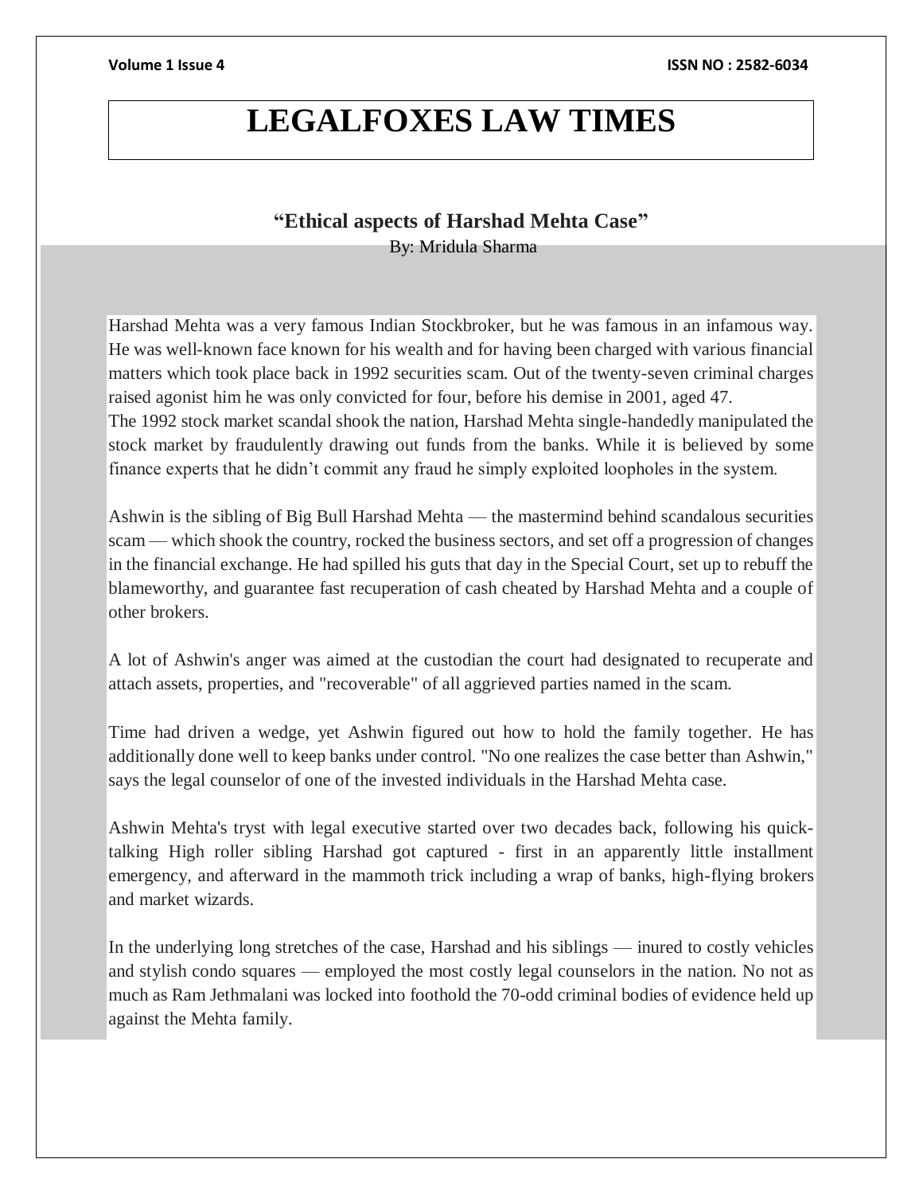# LEGALFOXES LAW TIMES

## "Ethical aspects of Harshad Mehta Case"

By: Mridula Sharma

Harshad Mehta was a very famous Indian Stockbroker, but he was famous in an infamous way. He was well-known face known for his wealth and for having been charged with various financial matters which took place back in 1992 securities scam. Out of the twenty-seven criminal charges raised agonist him he was only convicted for four, before his demise in 2001, aged 47.

The 1992 stock market scandal shook the nation, Harshad Mehta single-handedly manipulated the stock market by fraudulently drawing out funds from the banks. While it is believed by some finance experts that he didn't commit any fraud he simply exploited loopholes in the system.

Ashwin is the sibling of Big Bull Harshad Mehta — the mastermind behind scandalous securities scam — which shook the country, rocked the business sectors, and set off a progression of changes in the financial exchange. He had spilled his guts that day in the Special Court, set up to rebuff the blameworthy, and guarantee fast recuperation of cash cheated by Harshad Mehta and a couple of other brokers.

A lot of Ashwin's anger was aimed at the custodian the court had designated to recuperate and attach assets, properties, and "recoverable" of all aggrieved parties named in the scam.

Time had driven a wedge, yet Ashwin figured out how to hold the family together. He has additionally done well to keep banks under control. "No one realizes the case better than Ashwin," says the legal counselor of one of the invested individuals in the Harshad Mehta case.

Ashwin Mehta's tryst with legal executive started over two decades back, following his quick-talking High roller sibling Harshad got captured - first in an apparently little installment emergency, and afterward in the mammoth trick including a wrap of banks, high-flying brokers and market wizards.

In the underlying long stretches of the case, Harshad and his siblings — inured to costly vehicles and stylish condo squares — employed the most costly legal counselors in the nation. No not as much as Ram Jethmalani was locked into foothold the 70-odd criminal bodies of evidence held up against the Mehta family.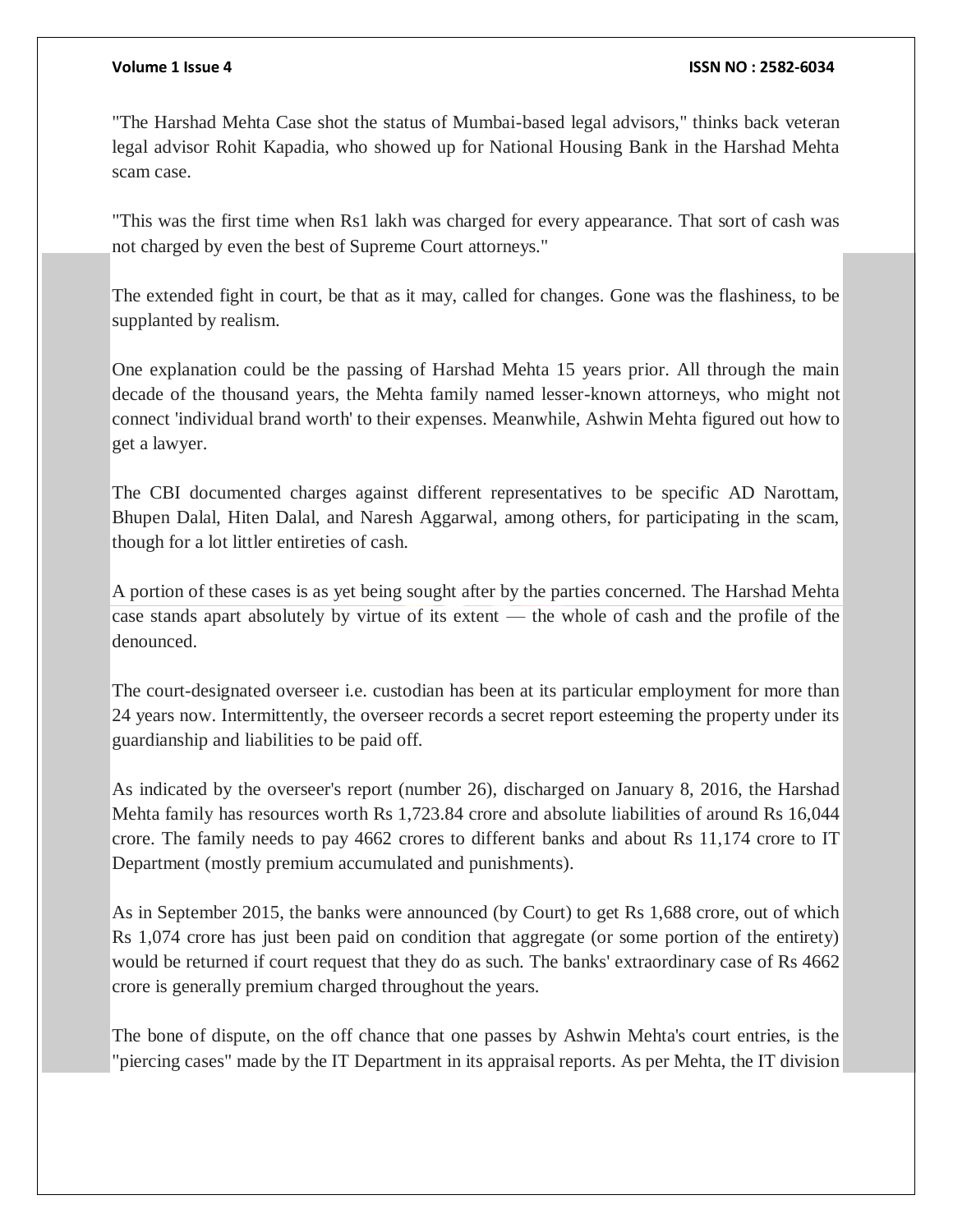"The Harshad Mehta Case shot the status of Mumbai-based legal advisors," thinks back veteran legal advisor Rohit Kapadia, who showed up for National Housing Bank in the Harshad Mehta scam case.

"This was the first time when Rs1 lakh was charged for every appearance. That sort of cash was not charged by even the best of Supreme Court attorneys."

The extended fight in court, be that as it may, called for changes. Gone was the flashiness, to be supplanted by realism.

One explanation could be the passing of Harshad Mehta 15 years prior. All through the main decade of the thousand years, the Mehta family named lesser-known attorneys, who might not connect 'individual brand worth' to their expenses. Meanwhile, Ashwin Mehta figured out how to get a lawyer.

The CBI documented charges against different representatives to be specific AD Narottam, Bhupen Dalal, Hiten Dalal, and Naresh Aggarwal, among others, for participating in the scam, though for a lot littler entireties of cash.

A portion of these cases is as yet being sought after by the parties concerned. The Harshad Mehta case stands apart absolutely by virtue of its extent — the whole of cash and the profile of the denounced.

The court-designated overseer i.e. custodian has been at its particular employment for more than 24 years now. Intermittently, the overseer records a secret report esteeming the property under its guardianship and liabilities to be paid off.

As indicated by the overseer's report (number 26), discharged on January 8, 2016, the Harshad Mehta family has resources worth Rs 1,723.84 crore and absolute liabilities of around Rs 16,044 crore. The family needs to pay 4662 crores to different banks and about Rs 11,174 crore to IT Department (mostly premium accumulated and punishments).

As in September 2015, the banks were announced (by Court) to get Rs 1,688 crore, out of which Rs 1,074 crore has just been paid on condition that aggregate (or some portion of the entirety) would be returned if court request that they do as such. The banks' extraordinary case of Rs 4662 crore is generally premium charged throughout the years.

The bone of dispute, on the off chance that one passes by Ashwin Mehta's court entries, is the "piercing cases" made by the IT Department in its appraisal reports. As per Mehta, the IT division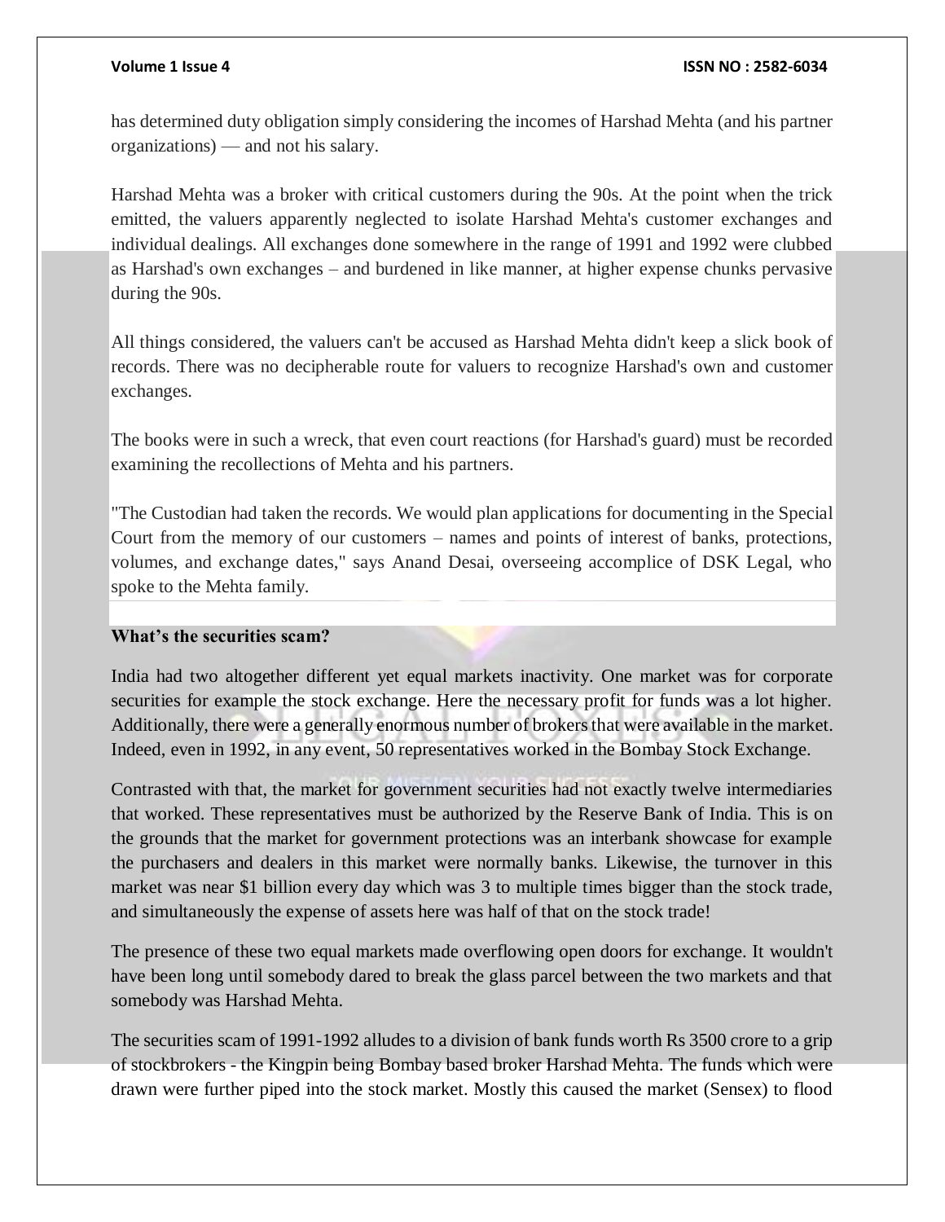has determined duty obligation simply considering the incomes of Harshad Mehta (and his partner organizations) — and not his salary.

Harshad Mehta was a broker with critical customers during the 90s. At the point when the trick emitted, the valuers apparently neglected to isolate Harshad Mehta's customer exchanges and individual dealings. All exchanges done somewhere in the range of 1991 and 1992 were clubbed as Harshad's own exchanges – and burdened in like manner, at higher expense chunks pervasive during the 90s.

All things considered, the valuers can't be accused as Harshad Mehta didn't keep a slick book of records. There was no decipherable route for valuers to recognize Harshad's own and customer exchanges.

The books were in such a wreck, that even court reactions (for Harshad's guard) must be recorded examining the recollections of Mehta and his partners.

"The Custodian had taken the records. We would plan applications for documenting in the Special Court from the memory of our customers – names and points of interest of banks, protections, volumes, and exchange dates," says Anand Desai, overseeing accomplice of DSK Legal, who spoke to the Mehta family.

**What's the securities scam?**

India had two altogether different yet equal markets inactivity. One market was for corporate securities for example the stock exchange. Here the necessary profit for funds was a lot higher. Additionally, there were a generally enormous number of brokers that were available in the market. Indeed, even in 1992, in any event, 50 representatives worked in the Bombay Stock Exchange.

Contrasted with that, the market for government securities had not exactly twelve intermediaries that worked. These representatives must be authorized by the Reserve Bank of India. This is on the grounds that the market for government protections was an interbank showcase for example the purchasers and dealers in this market were normally banks. Likewise, the turnover in this market was near $1 billion every day which was 3 to multiple times bigger than the stock trade, and simultaneously the expense of assets here was half of that on the stock trade!

The presence of these two equal markets made overflowing open doors for exchange. It wouldn't have been long until somebody dared to break the glass parcel between the two markets and that somebody was Harshad Mehta.

The securities scam of 1991-1992 alludes to a division of bank funds worth Rs 3500 crore to a grip of stockbrokers - the Kingpin being Bombay based broker Harshad Mehta. The funds which were drawn were further piped into the stock market. Mostly this caused the market (Sensex) to flood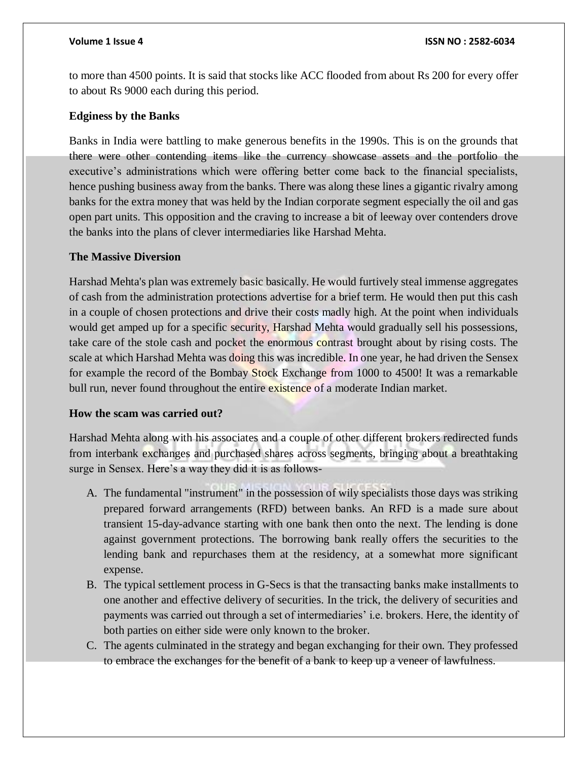to more than 4500 points. It is said that stocks like ACC flooded from about Rs 200 for every offer to about Rs 9000 each during this period.

**Edginess by the Banks**

Banks in India were battling to make generous benefits in the 1990s. This is on the grounds that there were other contending items like the currency showcase assets and the portfolio the executive's administrations which were offering better come back to the financial specialists, hence pushing business away from the banks. There was along these lines a gigantic rivalry among banks for the extra money that was held by the Indian corporate segment especially the oil and gas open part units. This opposition and the craving to increase a bit of leeway over contenders drove the banks into the plans of clever intermediaries like Harshad Mehta.

**The Massive Diversion**

Harshad Mehta's plan was extremely basic basically. He would furtively steal immense aggregates of cash from the administration protections advertise for a brief term. He would then put this cash in a couple of chosen protections and drive their costs madly high. At the point when individuals would get amped up for a specific security, Harshad Mehta would gradually sell his possessions, take care of the stole cash and pocket the enormous contrast brought about by rising costs. The scale at which Harshad Mehta was doing this was incredible. In one year, he had driven the Sensex for example the record of the Bombay Stock Exchange from 1000 to 4500! It was a remarkable bull run, never found throughout the entire existence of a moderate Indian market.

**How the scam was carried out?**

Harshad Mehta along with his associates and a couple of other different brokers redirected funds from interbank exchanges and purchased shares across segments, bringing about a breathtaking surge in Sensex. Here's a way they did it is as follows-

A. The fundamental "instrument" in the possession of wily specialists those days was striking prepared forward arrangements (RFD) between banks. An RFD is a made sure about transient 15-day-advance starting with one bank then onto the next. The lending is done against government protections. The borrowing bank really offers the securities to the lending bank and repurchases them at the residency, at a somewhat more significant expense.
B. The typical settlement process in G-Secs is that the transacting banks make installments to one another and effective delivery of securities. In the trick, the delivery of securities and payments was carried out through a set of intermediaries' i.e. brokers. Here, the identity of both parties on either side were only known to the broker.
C. The agents culminated in the strategy and began exchanging for their own. They professed to embrace the exchanges for the benefit of a bank to keep up a veneer of lawfulness.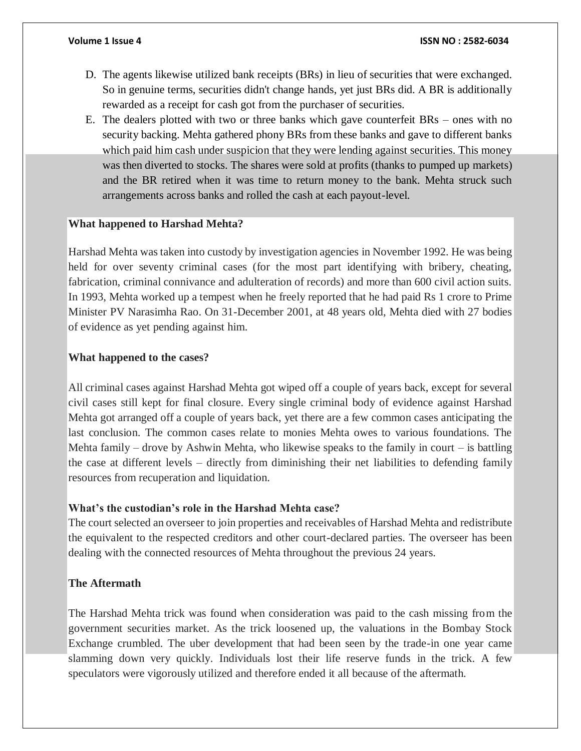D. The agents likewise utilized bank receipts (BRs) in lieu of securities that were exchanged. So in genuine terms, securities didn't change hands, yet just BRs did. A BR is additionally rewarded as a receipt for cash got from the purchaser of securities.

E. The dealers plotted with two or three banks which gave counterfeit BRs – ones with no security backing. Mehta gathered phony BRs from these banks and gave to different banks which paid him cash under suspicion that they were lending against securities. This money was then diverted to stocks. The shares were sold at profits (thanks to pumped up markets) and the BR retired when it was time to return money to the bank. Mehta struck such arrangements across banks and rolled the cash at each payout-level.

**What happened to Harshad Mehta?**

Harshad Mehta was taken into custody by investigation agencies in November 1992. He was being held for over seventy criminal cases (for the most part identifying with bribery, cheating, fabrication, criminal connivance and adulteration of records) and more than 600 civil action suits. In 1993, Mehta worked up a tempest when he freely reported that he had paid Rs 1 crore to Prime Minister PV Narasimha Rao. On 31-December 2001, at 48 years old, Mehta died with 27 bodies of evidence as yet pending against him.

**What happened to the cases?**

All criminal cases against Harshad Mehta got wiped off a couple of years back, except for several civil cases still kept for final closure. Every single criminal body of evidence against Harshad Mehta got arranged off a couple of years back, yet there are a few common cases anticipating the last conclusion. The common cases relate to monies Mehta owes to various foundations. The Mehta family – drove by Ashwin Mehta, who likewise speaks to the family in court – is battling the case at different levels – directly from diminishing their net liabilities to defending family resources from recuperation and liquidation.

**What's the custodian's role in the Harshad Mehta case?**

The court selected an overseer to join properties and receivables of Harshad Mehta and redistribute the equivalent to the respected creditors and other court-declared parties. The overseer has been dealing with the connected resources of Mehta throughout the previous 24 years.

**The Aftermath**

The Harshad Mehta trick was found when consideration was paid to the cash missing from the government securities market. As the trick loosened up, the valuations in the Bombay Stock Exchange crumbled. The uber development that had been seen by the trade-in one year came slamming down very quickly. Individuals lost their life reserve funds in the trick. A few speculators were vigorously utilized and therefore ended it all because of the aftermath.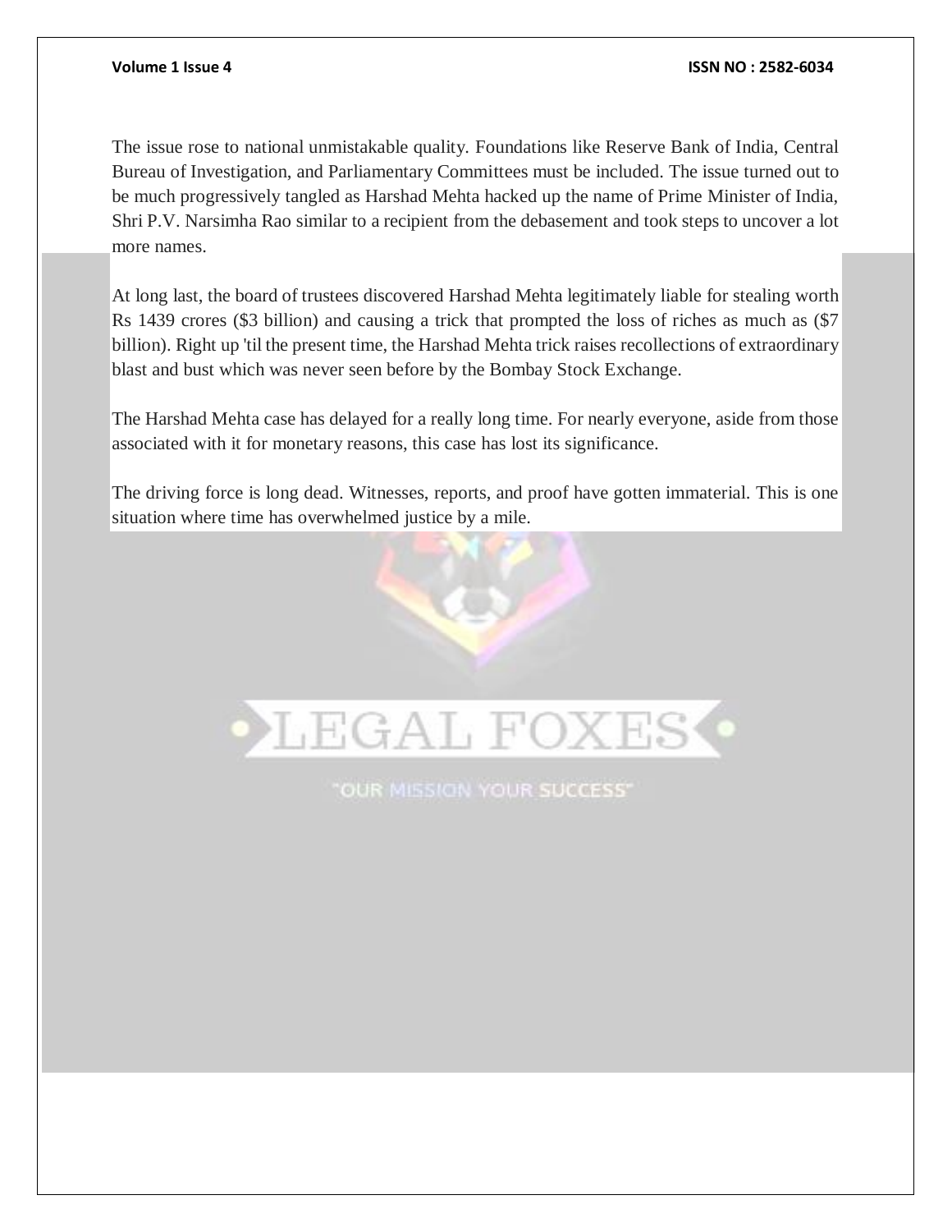The issue rose to national unmistakable quality. Foundations like Reserve Bank of India, Central Bureau of Investigation, and Parliamentary Committees must be included. The issue turned out to be much progressively tangled as Harshad Mehta hacked up the name of Prime Minister of India, Shri P.V. Narsimha Rao similar to a recipient from the debasement and took steps to uncover a lot more names.

At long last, the board of trustees discovered Harshad Mehta legitimately liable for stealing worth Rs 1439 crores ($3 billion) and causing a trick that prompted the loss of riches as much as ($7 billion). Right up 'til the present time, the Harshad Mehta trick raises recollections of extraordinary blast and bust which was never seen before by the Bombay Stock Exchange.

The Harshad Mehta case has delayed for a really long time. For nearly everyone, aside from those associated with it for monetary reasons, this case has lost its significance.

The driving force is long dead. Witnesses, reports, and proof have gotten immaterial. This is one situation where time has overwhelmed justice by a mile.